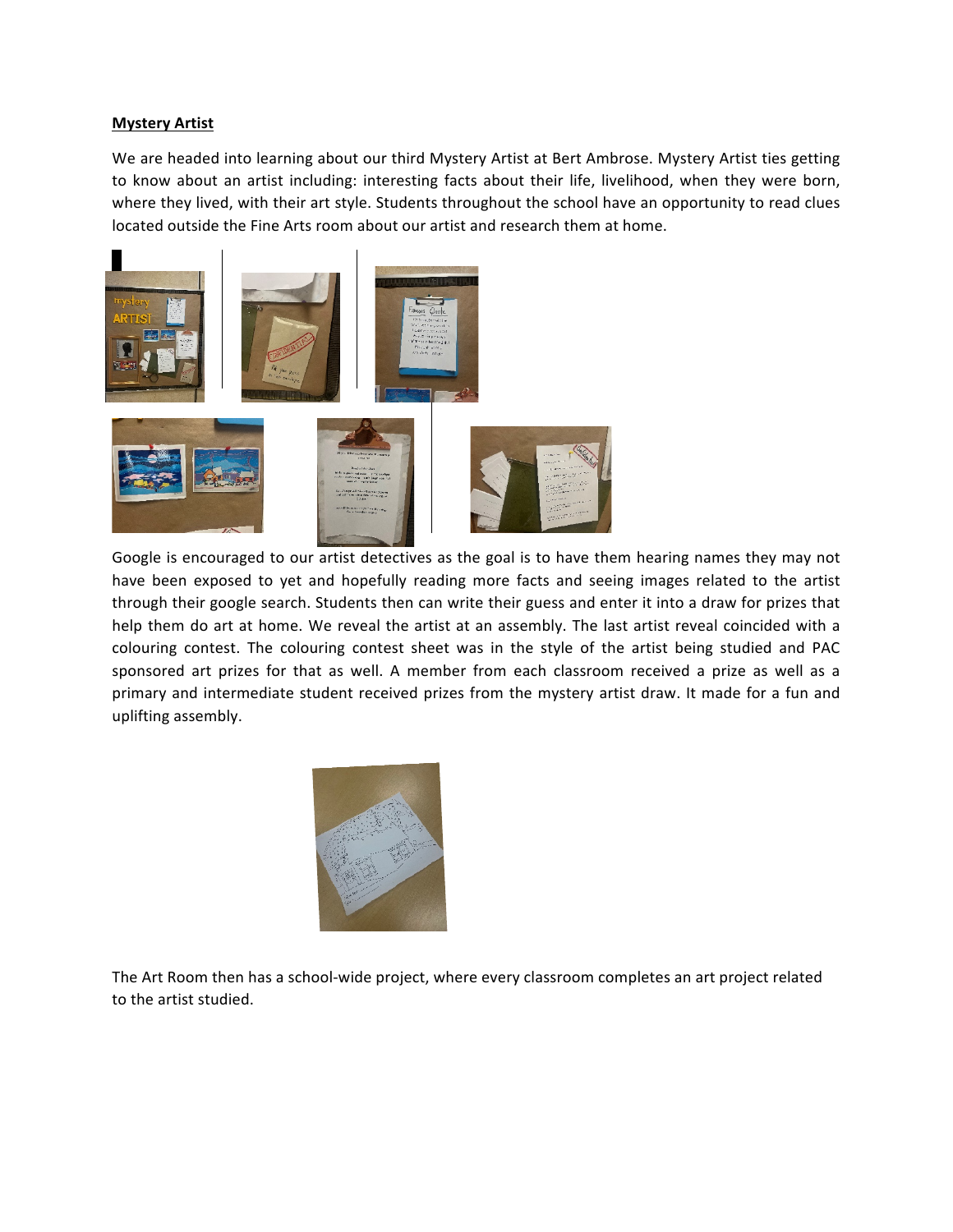**Mystery Artist**

We are headed into learning about our third Mystery Artist at Bert Ambrose. Mystery Artist ties getting to know about an artist including: interesting facts about their life, livelihood, when they were born, where they lived, with their art style. Students throughout the school have an opportunity to read clues located outside the Fine Arts room about our artist and research them at home.

Google is encouraged to our artist detectives as the goal is to have them hearing names they may not have been exposed to yet and hopefully reading more facts and seeing images related to the artist through their google search. Students then can write their guess and enter it into a draw for prizes that help them do art at home. We reveal the artist at an assembly. The last artist reveal coincided with a colouring contest. The colouring contest sheet was in the style of the artist being studied and PAC sponsored art prizes for that as well. A member from each classroom received a prize as well as a primary and intermediate student received prizes from the mystery artist draw. It made for a fun and uplifting assembly.

The Art Room then has a school-wide project, where every classroom completes an art project related to the artist studied.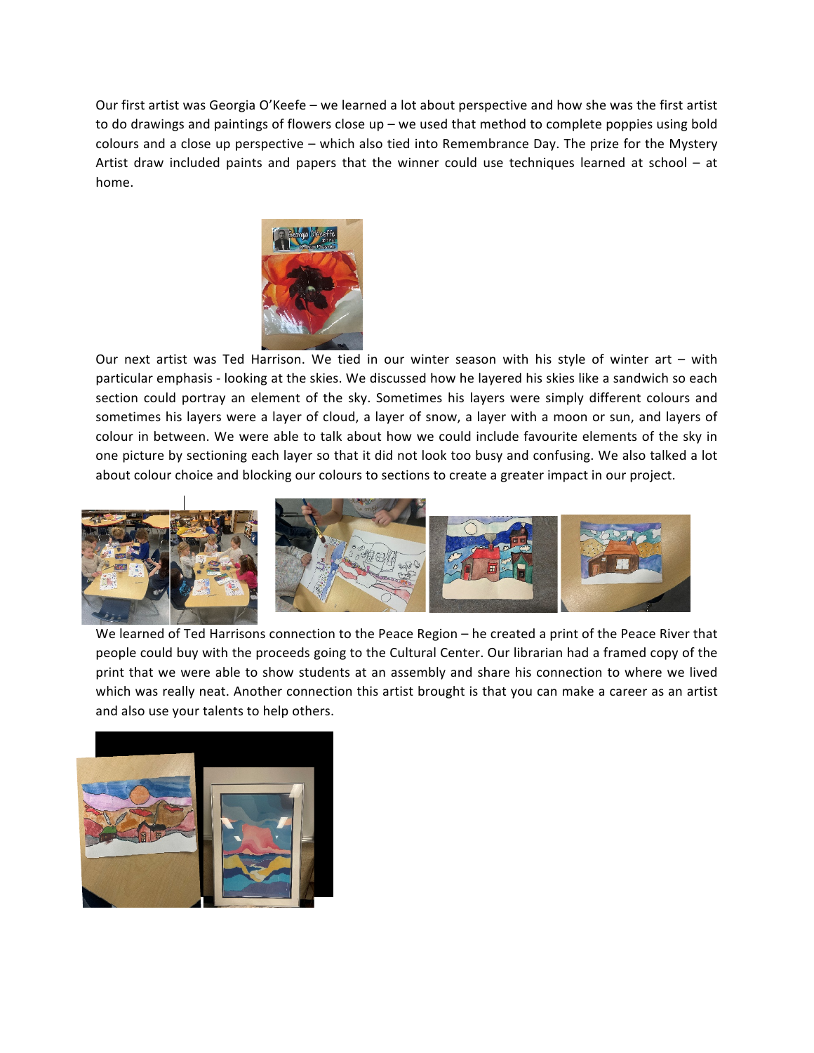Our first artist was Georgia O'Keefe – we learned a lot about perspective and how she was the first artist to do drawings and paintings of flowers close up – we used that method to complete poppies using bold colours and a close up perspective – which also tied into Remembrance Day. The prize for the Mystery Artist draw included paints and papers that the winner could use techniques learned at school – at home.

Our next artist was Ted Harrison. We tied in our winter season with his style of winter art – with particular emphasis - looking at the skies. We discussed how he layered his skies like a sandwich so each section could portray an element of the sky. Sometimes his layers were simply different colours and sometimes his layers were a layer of cloud, a layer of snow, a layer with a moon or sun, and layers of colour in between. We were able to talk about how we could include favourite elements of the sky in one picture by sectioning each layer so that it did not look too busy and confusing. We also talked a lot about colour choice and blocking our colours to sections to create a greater impact in our project.

We learned of Ted Harrisons connection to the Peace Region – he created a print of the Peace River that people could buy with the proceeds going to the Cultural Center. Our librarian had a framed copy of the print that we were able to show students at an assembly and share his connection to where we lived which was really neat. Another connection this artist brought is that you can make a career as an artist and also use your talents to help others.